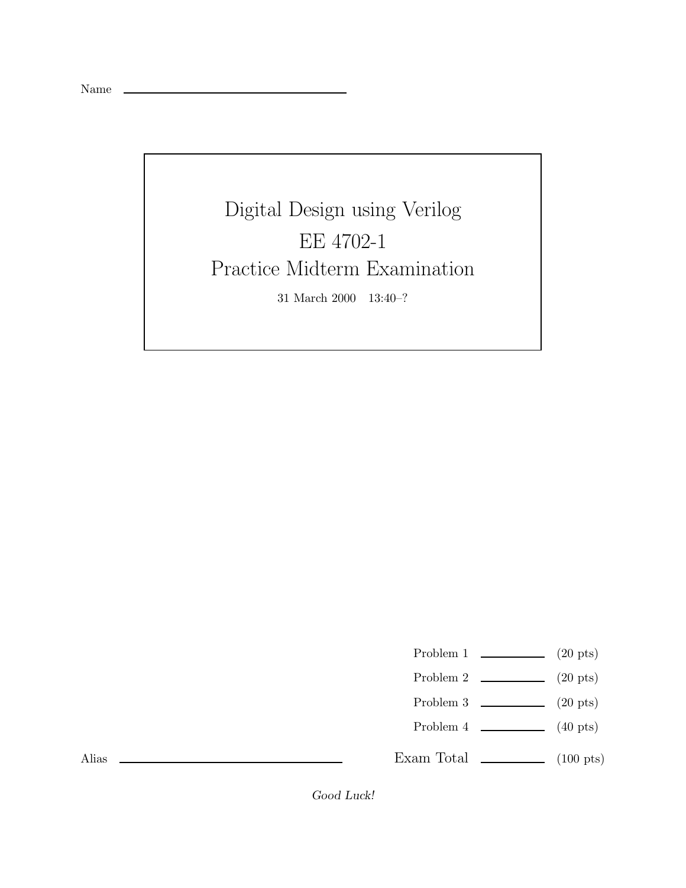Name \_\_\_\_\_\_\_\_\_\_\_\_\_\_\_\_\_\_\_\_\_\_\_\_\_\_\_\_\_\_\_\_

# Digital Design using Verilog

# EE 4702-1

# Practice Midterm Examination

31 March 2000 13:40–?

| | | |
|---|---|---|
| Problem 1 | \_\_\_\_\_\_\_\_ | (20 pts) |
| Problem 2 | \_\_\_\_\_\_\_\_ | (20 pts) |
| Problem 3 | \_\_\_\_\_\_\_\_ | (20 pts) |
| Problem 4 | \_\_\_\_\_\_\_\_ | (40 pts) |
| Exam Total | \_\_\_\_\_\_\_\_ | (100 pts) |

Alias \_\_\_\_\_\_\_\_\_\_\_\_\_\_\_\_\_\_\_\_\_\_\_\_\_\_\_\_\_\_\_\_

*Good Luck!*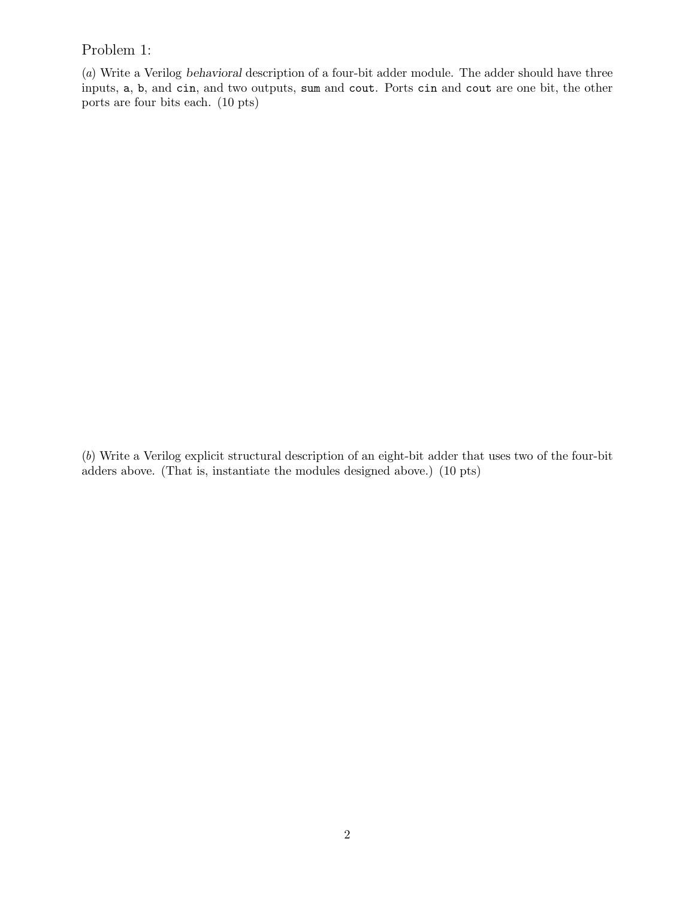Problem 1:

(*a*) Write a Verilog *behavioral* description of a four-bit adder module. The adder should have three inputs, `a`, `b`, and `cin`, and two outputs, `sum` and `cout`. Ports `cin` and `cout` are one bit, the other ports are four bits each. (10 pts)

(*b*) Write a Verilog explicit structural description of an eight-bit adder that uses two of the four-bit adders above. (That is, instantiate the modules designed above.) (10 pts)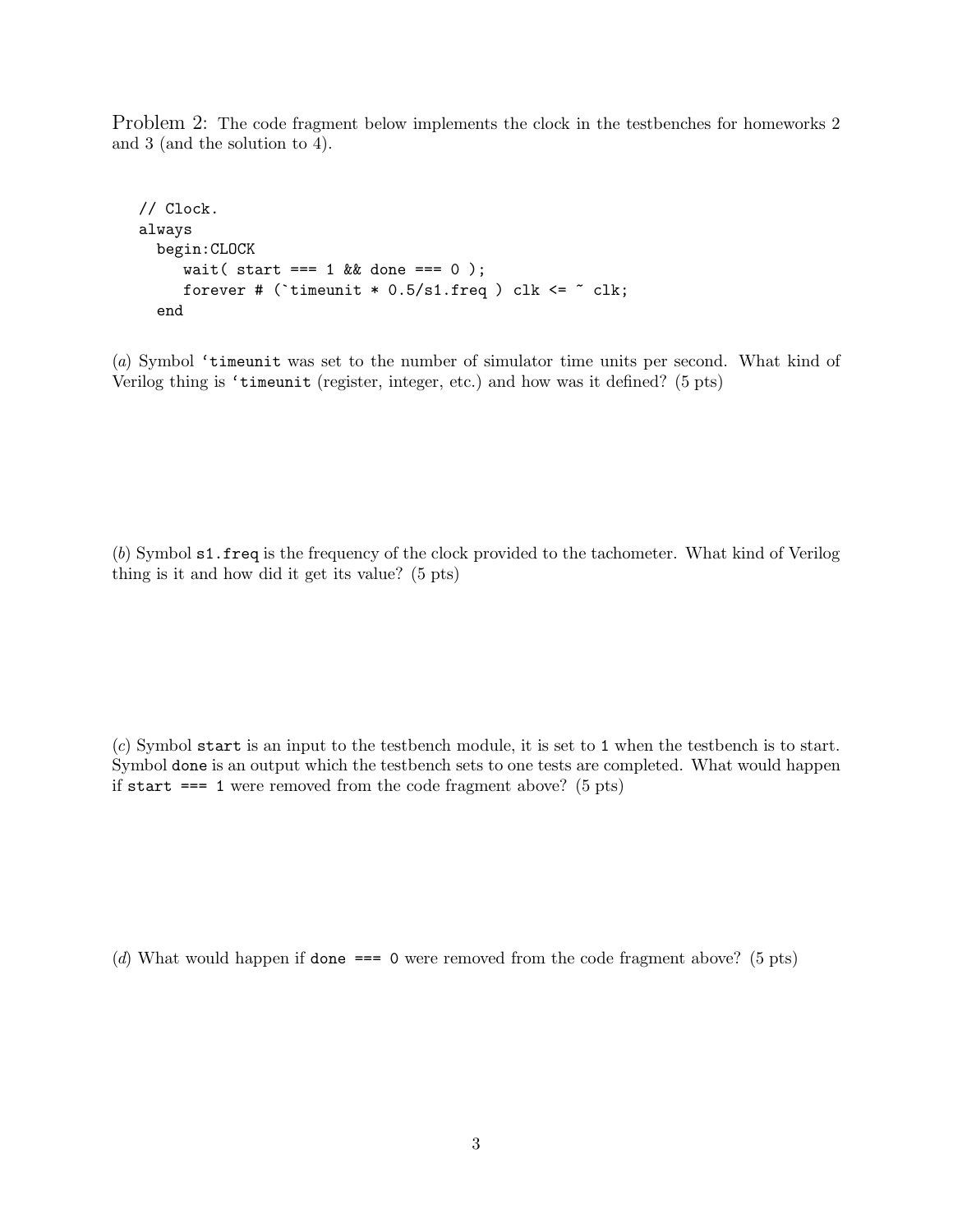Problem 2: The code fragment below implements the clock in the testbenches for homeworks 2 and 3 (and the solution to 4).

```
// Clock.
always
  begin:CLOCK
     wait( start === 1 && done === 0 );
     forever # (`timeunit * 0.5/s1.freq ) clk <= ~ clk;
  end
```

(*a*) Symbol `'timeunit` was set to the number of simulator time units per second. What kind of Verilog thing is `'timeunit` (register, integer, etc.) and how was it defined? (5 pts)

(*b*) Symbol `s1.freq` is the frequency of the clock provided to the tachometer. What kind of Verilog thing is it and how did it get its value? (5 pts)

(*c*) Symbol `start` is an input to the testbench module, it is set to `1` when the testbench is to start. Symbol `done` is an output which the testbench sets to one tests are completed. What would happen if `start === 1` were removed from the code fragment above? (5 pts)

(*d*) What would happen if `done === 0` were removed from the code fragment above? (5 pts)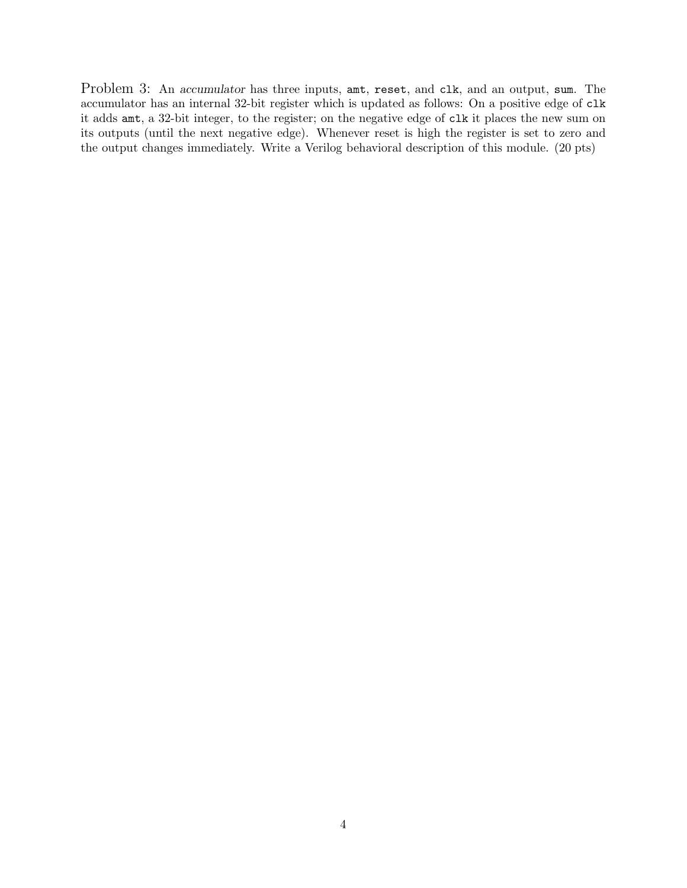Problem 3: An *accumulator* has three inputs, `amt`, `reset`, and `clk`, and an output, `sum`. The accumulator has an internal 32-bit register which is updated as follows: On a positive edge of `clk` it adds `amt`, a 32-bit integer, to the register; on the negative edge of `clk` it places the new sum on its outputs (until the next negative edge). Whenever reset is high the register is set to zero and the output changes immediately. Write a Verilog behavioral description of this module. (20 pts)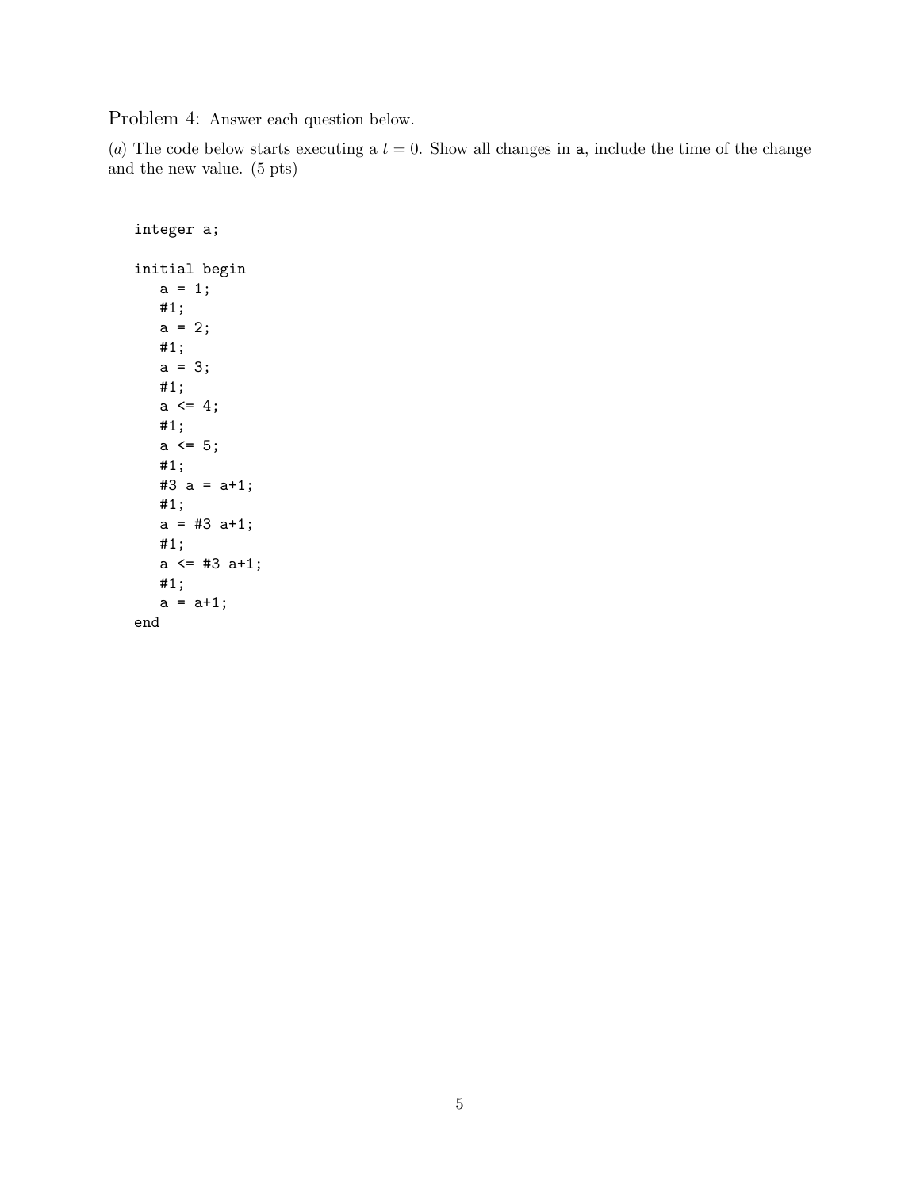Problem 4: Answer each question below.

(*a*) The code below starts executing a $t = 0$. Show all changes in `a`, include the time of the change and the new value. (5 pts)

```
integer a;

initial begin
   a = 1;
   #1;
   a = 2;
   #1;
   a = 3;
   #1;
   a <= 4;
   #1;
   a <= 5;
   #1;
   #3 a = a+1;
   #1;
   a = #3 a+1;
   #1;
   a <= #3 a+1;
   #1;
   a = a+1;
end
```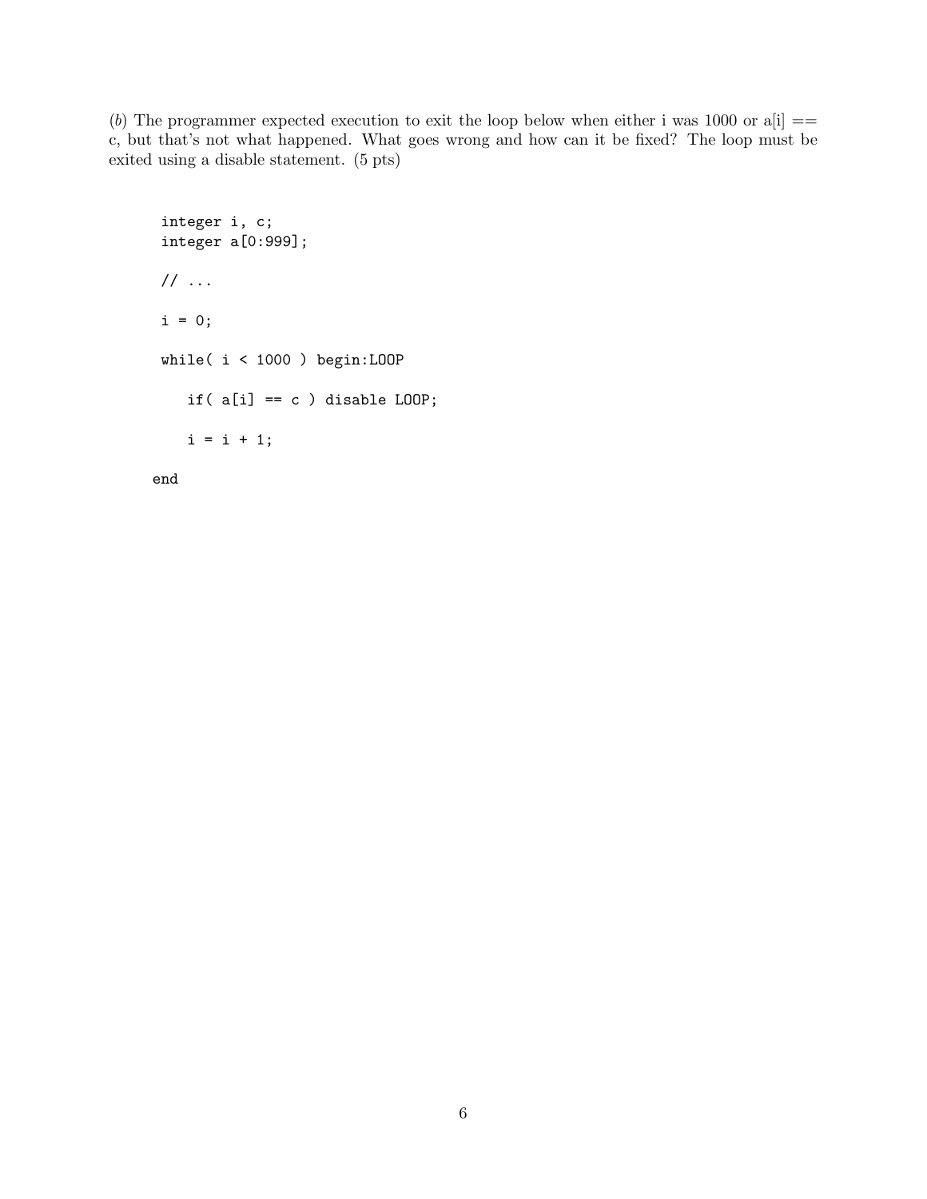(*b*) The programmer expected execution to exit the loop below when either i was 1000 or a[i] == c, but that's not what happened. What goes wrong and how can it be fixed? The loop must be exited using a disable statement. (5 pts)

```
integer i, c;
integer a[0:999];

// ...

i = 0;

while( i < 1000 ) begin:LOOP

   if( a[i] == c ) disable LOOP;

   i = i + 1;

end
```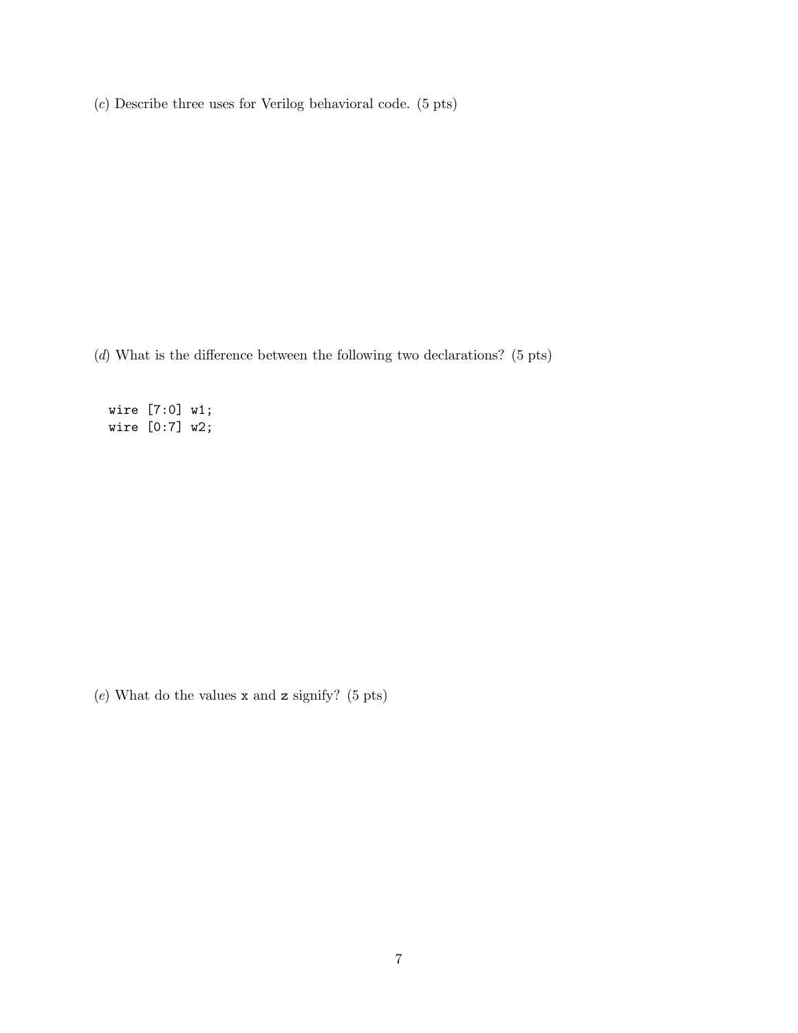(*c*) Describe three uses for Verilog behavioral code. (5 pts)

(*d*) What is the difference between the following two declarations? (5 pts)

```
wire [7:0] w1;
wire [0:7] w2;
```

(*e*) What do the values `x` and `z` signify? (5 pts)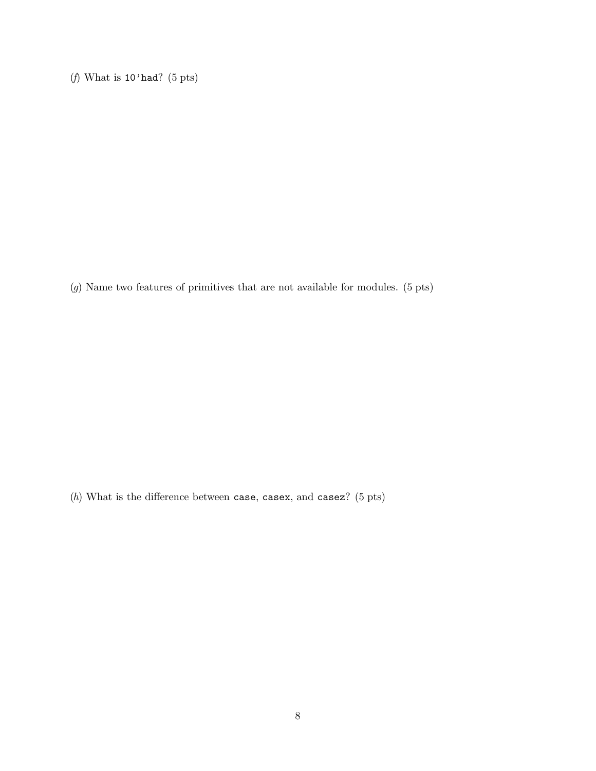(*f*) What is `10'had`? (5 pts)

(*g*) Name two features of primitives that are not available for modules. (5 pts)

(*h*) What is the difference between `case`, `casex`, and `casez`? (5 pts)